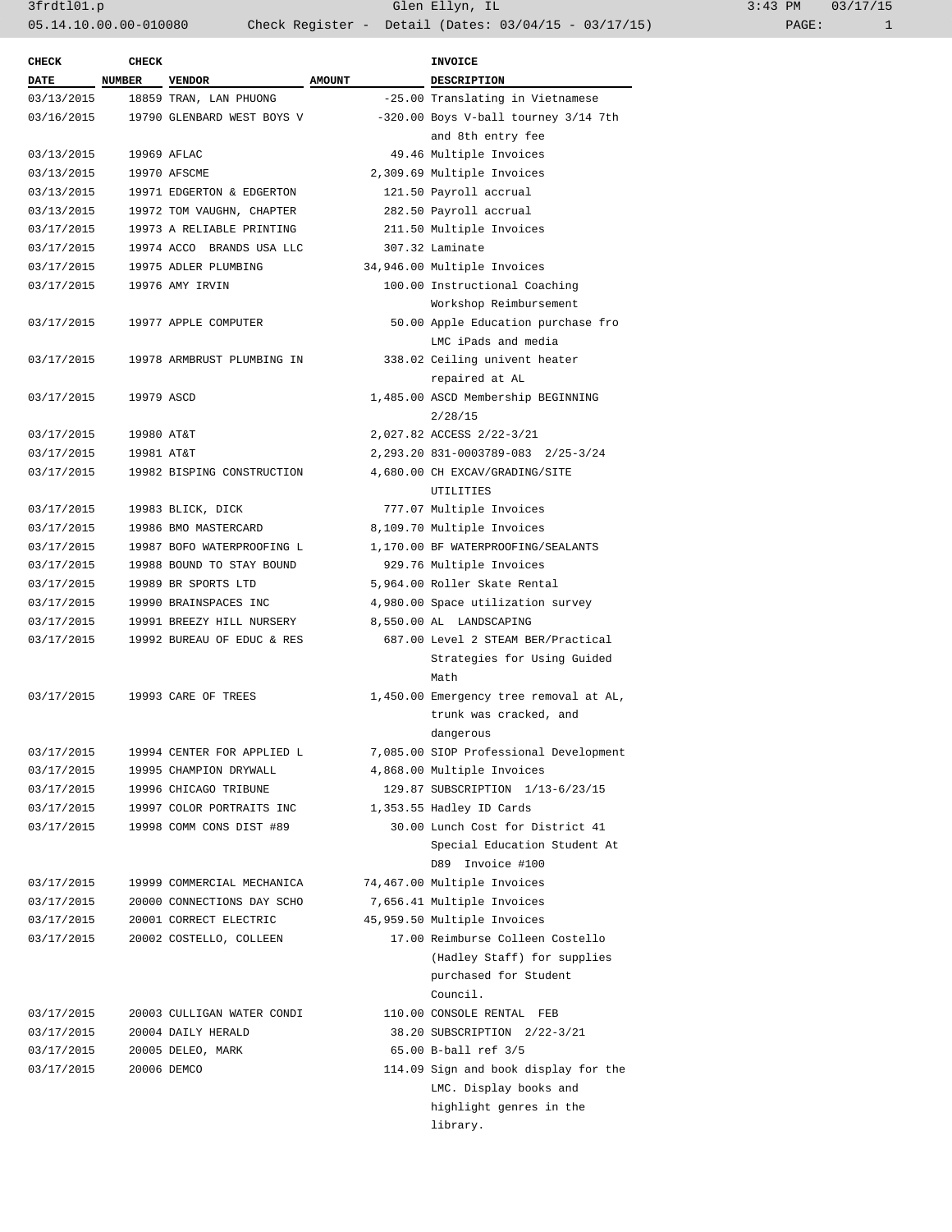3frdtl01.p    Glen Ellyn, IL    3:43 PM    03/17/15

05.14.10.00.00-010080    Check Register - Detail (Dates: 03/04/15 - 03/17/15)    PAGE: 1

| CHECK DATE | CHECK NUMBER | VENDOR | AMOUNT | INVOICE DESCRIPTION |
|---|---|---|---|---|
| 03/13/2015 | 18859 | TRAN, LAN PHUONG | -25.00 | Translating in Vietnamese |
| 03/16/2015 | 19790 | GLENBARD WEST BOYS V | -320.00 | Boys V-ball tourney 3/14 7th and 8th entry fee |
| 03/13/2015 | 19969 | AFLAC | 49.46 | Multiple Invoices |
| 03/13/2015 | 19970 | AFSCME | 2,309.69 | Multiple Invoices |
| 03/13/2015 | 19971 | EDGERTON & EDGERTON | 121.50 | Payroll accrual |
| 03/13/2015 | 19972 | TOM VAUGHN, CHAPTER | 282.50 | Payroll accrual |
| 03/17/2015 | 19973 | A RELIABLE PRINTING | 211.50 | Multiple Invoices |
| 03/17/2015 | 19974 | ACCO BRANDS USA LLC | 307.32 | Laminate |
| 03/17/2015 | 19975 | ADLER PLUMBING | 34,946.00 | Multiple Invoices |
| 03/17/2015 | 19976 | AMY IRVIN | 100.00 | Instructional Coaching Workshop Reimbursement |
| 03/17/2015 | 19977 | APPLE COMPUTER | 50.00 | Apple Education purchase fro LMC iPads and media |
| 03/17/2015 | 19978 | ARMBRUST PLUMBING IN | 338.02 | Ceiling univent heater repaired at AL |
| 03/17/2015 | 19979 | ASCD | 1,485.00 | ASCD Membership BEGINNING 2/28/15 |
| 03/17/2015 | 19980 | AT&T | 2,027.82 | ACCESS 2/22-3/21 |
| 03/17/2015 | 19981 | AT&T | 2,293.20 | 831-0003789-083 2/25-3/24 |
| 03/17/2015 | 19982 | BISPING CONSTRUCTION | 4,680.00 | CH EXCAV/GRADING/SITE UTILITIES |
| 03/17/2015 | 19983 | BLICK, DICK | 777.07 | Multiple Invoices |
| 03/17/2015 | 19986 | BMO MASTERCARD | 8,109.70 | Multiple Invoices |
| 03/17/2015 | 19987 | BOFO WATERPROOFING L | 1,170.00 | BF WATERPROOFING/SEALANTS |
| 03/17/2015 | 19988 | BOUND TO STAY BOUND | 929.76 | Multiple Invoices |
| 03/17/2015 | 19989 | BR SPORTS LTD | 5,964.00 | Roller Skate Rental |
| 03/17/2015 | 19990 | BRAINSPACES INC | 4,980.00 | Space utilization survey |
| 03/17/2015 | 19991 | BREEZY HILL NURSERY | 8,550.00 | AL LANDSCAPING |
| 03/17/2015 | 19992 | BUREAU OF EDUC & RES | 687.00 | Level 2 STEAM BER/Practical Strategies for Using Guided Math |
| 03/17/2015 | 19993 | CARE OF TREES | 1,450.00 | Emergency tree removal at AL, trunk was cracked, and dangerous |
| 03/17/2015 | 19994 | CENTER FOR APPLIED L | 7,085.00 | SIOP Professional Development |
| 03/17/2015 | 19995 | CHAMPION DRYWALL | 4,868.00 | Multiple Invoices |
| 03/17/2015 | 19996 | CHICAGO TRIBUNE | 129.87 | SUBSCRIPTION 1/13-6/23/15 |
| 03/17/2015 | 19997 | COLOR PORTRAITS INC | 1,353.55 | Hadley ID Cards |
| 03/17/2015 | 19998 | COMM CONS DIST #89 | 30.00 | Lunch Cost for District 41 Special Education Student At D89 Invoice #100 |
| 03/17/2015 | 19999 | COMMERCIAL MECHANICA | 74,467.00 | Multiple Invoices |
| 03/17/2015 | 20000 | CONNECTIONS DAY SCHO | 7,656.41 | Multiple Invoices |
| 03/17/2015 | 20001 | CORRECT ELECTRIC | 45,959.50 | Multiple Invoices |
| 03/17/2015 | 20002 | COSTELLO, COLLEEN | 17.00 | Reimburse Colleen Costello (Hadley Staff) for supplies purchased for Student Council. |
| 03/17/2015 | 20003 | CULLIGAN WATER CONDI | 110.00 | CONSOLE RENTAL FEB |
| 03/17/2015 | 20004 | DAILY HERALD | 38.20 | SUBSCRIPTION 2/22-3/21 |
| 03/17/2015 | 20005 | DELEO, MARK | 65.00 | B-ball ref 3/5 |
| 03/17/2015 | 20006 | DEMCO | 114.09 | Sign and book display for the LMC. Display books and highlight genres in the library. |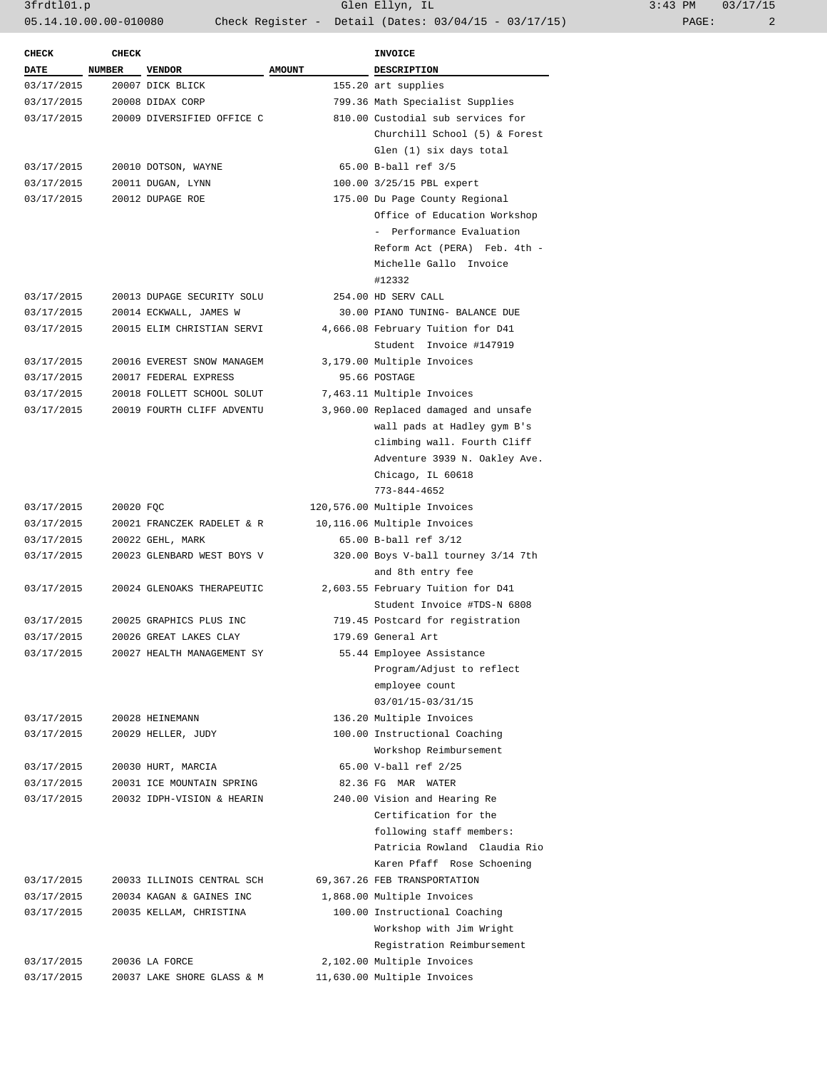| CHECK DATE | CHECK NUMBER | VENDOR | AMOUNT | INVOICE DESCRIPTION |
|---|---|---|---|---|
| 03/17/2015 | 20007 | DICK BLICK | 155.20 | art supplies |
| 03/17/2015 | 20008 | DIDAX CORP | 799.36 | Math Specialist Supplies |
| 03/17/2015 | 20009 | DIVERSIFIED OFFICE C | 810.00 | Custodial sub services for Churchill School (5) & Forest Glen (1) six days total |
| 03/17/2015 | 20010 | DOTSON, WAYNE | 65.00 | B-ball ref 3/5 |
| 03/17/2015 | 20011 | DUGAN, LYNN | 100.00 | 3/25/15 PBL expert |
| 03/17/2015 | 20012 | DUPAGE ROE | 175.00 | Du Page County Regional Office of Education Workshop - Performance Evaluation Reform Act (PERA) Feb. 4th - Michelle Gallo Invoice #12332 |
| 03/17/2015 | 20013 | DUPAGE SECURITY SOLU | 254.00 | HD SERV CALL |
| 03/17/2015 | 20014 | ECKWALL, JAMES W | 30.00 | PIANO TUNING- BALANCE DUE |
| 03/17/2015 | 20015 | ELIM CHRISTIAN SERVI | 4,666.08 | February Tuition for D41 Student Invoice #147919 |
| 03/17/2015 | 20016 | EVEREST SNOW MANAGEM | 3,179.00 | Multiple Invoices |
| 03/17/2015 | 20017 | FEDERAL EXPRESS | 95.66 | POSTAGE |
| 03/17/2015 | 20018 | FOLLETT SCHOOL SOLUT | 7,463.11 | Multiple Invoices |
| 03/17/2015 | 20019 | FOURTH CLIFF ADVENTU | 3,960.00 | Replaced damaged and unsafe wall pads at Hadley gym B's climbing wall. Fourth Cliff Adventure 3939 N. Oakley Ave. Chicago, IL 60618 773-844-4652 |
| 03/17/2015 | 20020 | FQC | 120,576.00 | Multiple Invoices |
| 03/17/2015 | 20021 | FRANCZEK RADELET & R | 10,116.06 | Multiple Invoices |
| 03/17/2015 | 20022 | GEHL, MARK | 65.00 | B-ball ref 3/12 |
| 03/17/2015 | 20023 | GLENBARD WEST BOYS V | 320.00 | Boys V-ball tourney 3/14 7th and 8th entry fee |
| 03/17/2015 | 20024 | GLENOAKS THERAPEUTIC | 2,603.55 | February Tuition for D41 Student Invoice #TDS-N 6808 |
| 03/17/2015 | 20025 | GRAPHICS PLUS INC | 719.45 | Postcard for registration |
| 03/17/2015 | 20026 | GREAT LAKES CLAY | 179.69 | General Art |
| 03/17/2015 | 20027 | HEALTH MANAGEMENT SY | 55.44 | Employee Assistance Program/Adjust to reflect employee count 03/01/15-03/31/15 |
| 03/17/2015 | 20028 | HEINEMANN | 136.20 | Multiple Invoices |
| 03/17/2015 | 20029 | HELLER, JUDY | 100.00 | Instructional Coaching Workshop Reimbursement |
| 03/17/2015 | 20030 | HURT, MARCIA | 65.00 | V-ball ref 2/25 |
| 03/17/2015 | 20031 | ICE MOUNTAIN SPRING | 82.36 | FG MAR WATER |
| 03/17/2015 | 20032 | IDPH-VISION & HEARIN | 240.00 | Vision and Hearing Re Certification for the following staff members: Patricia Rowland Claudia Rio Karen Pfaff Rose Schoening |
| 03/17/2015 | 20033 | ILLINOIS CENTRAL SCH | 69,367.26 | FEB TRANSPORTATION |
| 03/17/2015 | 20034 | KAGAN & GAINES INC | 1,868.00 | Multiple Invoices |
| 03/17/2015 | 20035 | KELLAM, CHRISTINA | 100.00 | Instructional Coaching Workshop with Jim Wright Registration Reimbursement |
| 03/17/2015 | 20036 | LA FORCE | 2,102.00 | Multiple Invoices |
| 03/17/2015 | 20037 | LAKE SHORE GLASS & M | 11,630.00 | Multiple Invoices |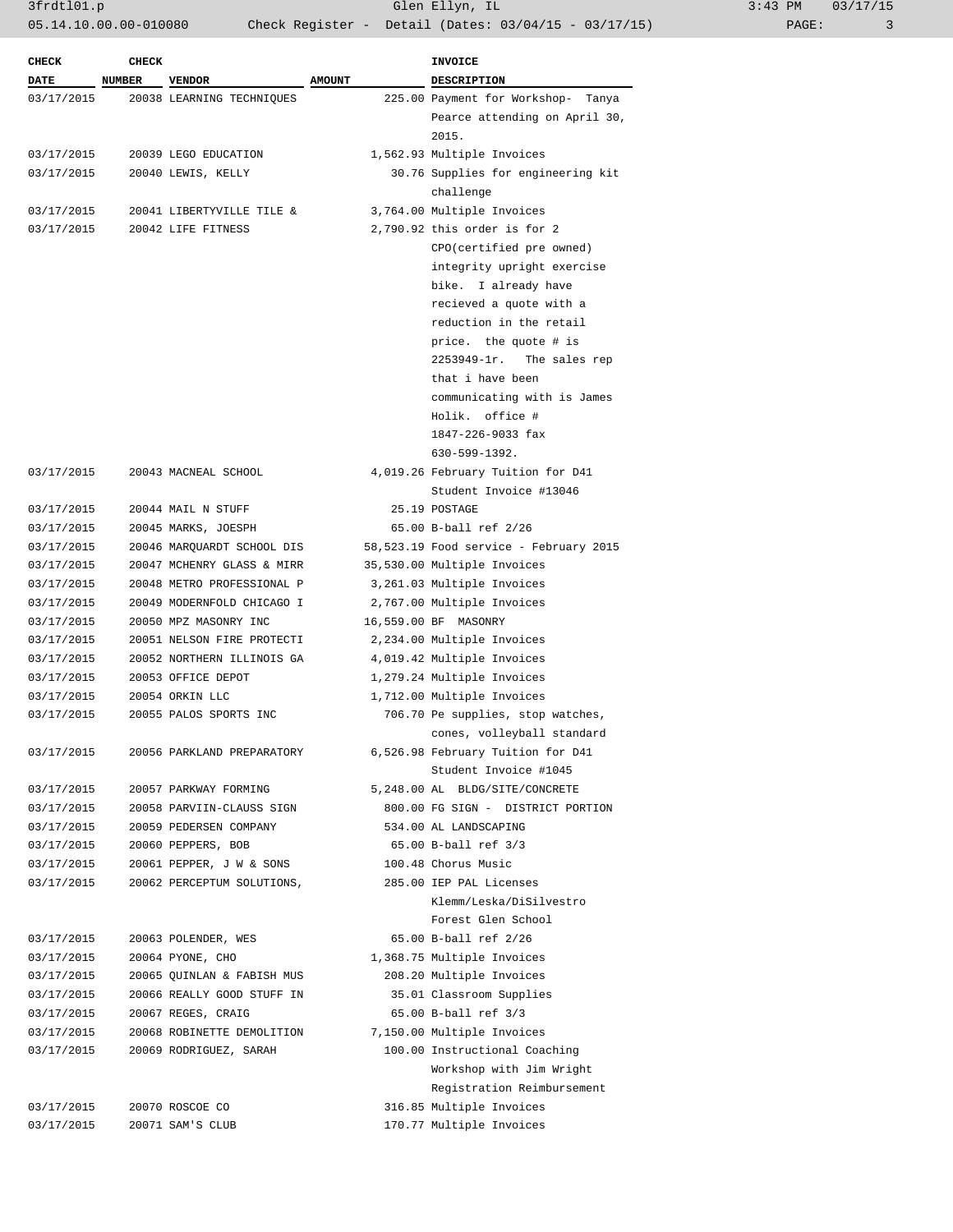| CHECK DATE | CHECK NUMBER | VENDOR | AMOUNT | INVOICE DESCRIPTION |
|---|---|---|---|---|
| 03/17/2015 | 20038 | LEARNING TECHNIQUES | 225.00 | Payment for Workshop- Tanya Pearce attending on April 30, 2015. |
| 03/17/2015 | 20039 | LEGO EDUCATION | 1,562.93 | Multiple Invoices |
| 03/17/2015 | 20040 | LEWIS, KELLY | 30.76 | Supplies for engineering kit challenge |
| 03/17/2015 | 20041 | LIBERTYVILLE TILE & | 3,764.00 | Multiple Invoices |
| 03/17/2015 | 20042 | LIFE FITNESS | 2,790.92 | this order is for 2 CPO(certified pre owned) integrity upright exercise bike. I already have recieved a quote with a reduction in the retail price. the quote # is 2253949-1r. The sales rep that i have been communicating with is James Holik. office # 1847-226-9033 fax 630-599-1392. |
| 03/17/2015 | 20043 | MACNEAL SCHOOL | 4,019.26 | February Tuition for D41 Student Invoice #13046 |
| 03/17/2015 | 20044 | MAIL N STUFF | 25.19 | POSTAGE |
| 03/17/2015 | 20045 | MARKS, JOESPH | 65.00 | B-ball ref 2/26 |
| 03/17/2015 | 20046 | MARQUARDT SCHOOL DIS | 58,523.19 | Food service - February 2015 |
| 03/17/2015 | 20047 | MCHENRY GLASS & MIRR | 35,530.00 | Multiple Invoices |
| 03/17/2015 | 20048 | METRO PROFESSIONAL P | 3,261.03 | Multiple Invoices |
| 03/17/2015 | 20049 | MODERNFOLD CHICAGO I | 2,767.00 | Multiple Invoices |
| 03/17/2015 | 20050 | MPZ MASONRY INC | 16,559.00 | BF MASONRY |
| 03/17/2015 | 20051 | NELSON FIRE PROTECTI | 2,234.00 | Multiple Invoices |
| 03/17/2015 | 20052 | NORTHERN ILLINOIS GA | 4,019.42 | Multiple Invoices |
| 03/17/2015 | 20053 | OFFICE DEPOT | 1,279.24 | Multiple Invoices |
| 03/17/2015 | 20054 | ORKIN LLC | 1,712.00 | Multiple Invoices |
| 03/17/2015 | 20055 | PALOS SPORTS INC | 706.70 | Pe supplies, stop watches, cones, volleyball standard |
| 03/17/2015 | 20056 | PARKLAND PREPARATORY | 6,526.98 | February Tuition for D41 Student Invoice #1045 |
| 03/17/2015 | 20057 | PARKWAY FORMING | 5,248.00 | AL BLDG/SITE/CONCRETE |
| 03/17/2015 | 20058 | PARVIIN-CLAUSS SIGN | 800.00 | FG SIGN - DISTRICT PORTION |
| 03/17/2015 | 20059 | PEDERSEN COMPANY | 534.00 | AL LANDSCAPING |
| 03/17/2015 | 20060 | PEPPERS, BOB | 65.00 | B-ball ref 3/3 |
| 03/17/2015 | 20061 | PEPPER, J W & SONS | 100.48 | Chorus Music |
| 03/17/2015 | 20062 | PERCEPTUM SOLUTIONS, | 285.00 | IEP PAL Licenses Klemm/Leska/DiSilvestro Forest Glen School |
| 03/17/2015 | 20063 | POLENDER, WES | 65.00 | B-ball ref 2/26 |
| 03/17/2015 | 20064 | PYONE, CHO | 1,368.75 | Multiple Invoices |
| 03/17/2015 | 20065 | QUINLAN & FABISH MUS | 208.20 | Multiple Invoices |
| 03/17/2015 | 20066 | REALLY GOOD STUFF IN | 35.01 | Classroom Supplies |
| 03/17/2015 | 20067 | REGES, CRAIG | 65.00 | B-ball ref 3/3 |
| 03/17/2015 | 20068 | ROBINETTE DEMOLITION | 7,150.00 | Multiple Invoices |
| 03/17/2015 | 20069 | RODRIGUEZ, SARAH | 100.00 | Instructional Coaching Workshop with Jim Wright Registration Reimbursement |
| 03/17/2015 | 20070 | ROSCOE CO | 316.85 | Multiple Invoices |
| 03/17/2015 | 20071 | SAM'S CLUB | 170.77 | Multiple Invoices |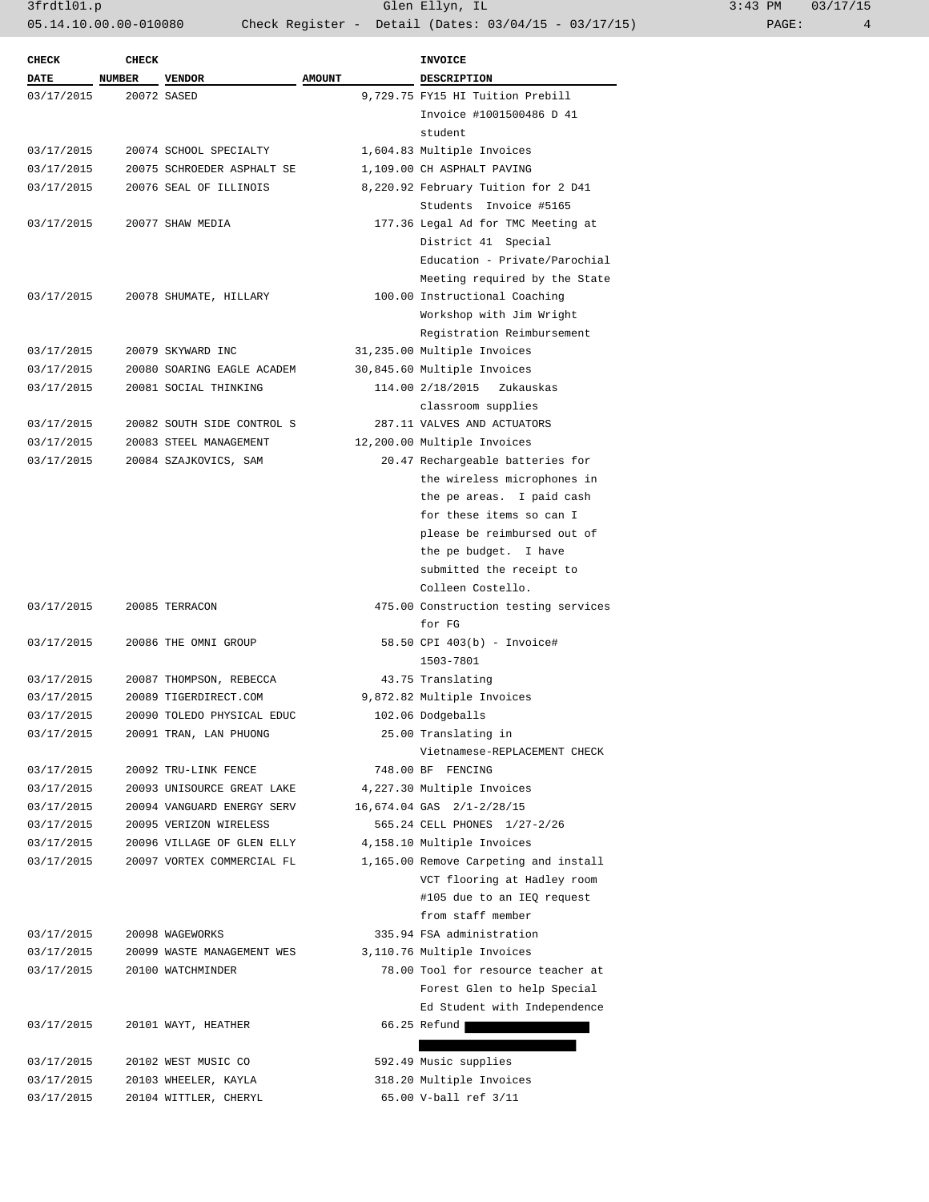| CHECK DATE | CHECK NUMBER | VENDOR | AMOUNT | INVOICE DESCRIPTION |
|---|---|---|---|---|
| 03/17/2015 | 20072 | SASED | 9,729.75 | FY15 HI Tuition Prebill Invoice #1001500486 D 41 student |
| 03/17/2015 | 20074 | SCHOOL SPECIALTY | 1,604.83 | Multiple Invoices |
| 03/17/2015 | 20075 | SCHROEDER ASPHALT SE | 1,109.00 | CH ASPHALT PAVING |
| 03/17/2015 | 20076 | SEAL OF ILLINOIS | 8,220.92 | February Tuition for 2 D41 Students Invoice #5165 |
| 03/17/2015 | 20077 | SHAW MEDIA | 177.36 | Legal Ad for TMC Meeting at District 41 Special Education - Private/Parochial Meeting required by the State |
| 03/17/2015 | 20078 | SHUMATE, HILLARY | 100.00 | Instructional Coaching Workshop with Jim Wright Registration Reimbursement |
| 03/17/2015 | 20079 | SKYWARD INC | 31,235.00 | Multiple Invoices |
| 03/17/2015 | 20080 | SOARING EAGLE ACADEM | 30,845.60 | Multiple Invoices |
| 03/17/2015 | 20081 | SOCIAL THINKING | 114.00 | 2/18/2015 Zukauskas classroom supplies |
| 03/17/2015 | 20082 | SOUTH SIDE CONTROL S | 287.11 | VALVES AND ACTUATORS |
| 03/17/2015 | 20083 | STEEL MANAGEMENT | 12,200.00 | Multiple Invoices |
| 03/17/2015 | 20084 | SZAJKOVICS, SAM | 20.47 | Rechargeable batteries for the wireless microphones in the pe areas. I paid cash for these items so can I please be reimbursed out of the pe budget. I have submitted the receipt to Colleen Costello. |
| 03/17/2015 | 20085 | TERRACON | 475.00 | Construction testing services for FG |
| 03/17/2015 | 20086 | THE OMNI GROUP | 58.50 | CPI 403(b) - Invoice# 1503-7801 |
| 03/17/2015 | 20087 | THOMPSON, REBECCA | 43.75 | Translating |
| 03/17/2015 | 20089 | TIGERDIRECT.COM | 9,872.82 | Multiple Invoices |
| 03/17/2015 | 20090 | TOLEDO PHYSICAL EDUC | 102.06 | Dodgeballs |
| 03/17/2015 | 20091 | TRAN, LAN PHUONG | 25.00 | Translating in Vietnamese-REPLACEMENT CHECK |
| 03/17/2015 | 20092 | TRU-LINK FENCE | 748.00 | BF FENCING |
| 03/17/2015 | 20093 | UNISOURCE GREAT LAKE | 4,227.30 | Multiple Invoices |
| 03/17/2015 | 20094 | VANGUARD ENERGY SERV | 16,674.04 | GAS 2/1-2/28/15 |
| 03/17/2015 | 20095 | VERIZON WIRELESS | 565.24 | CELL PHONES 1/27-2/26 |
| 03/17/2015 | 20096 | VILLAGE OF GLEN ELLY | 4,158.10 | Multiple Invoices |
| 03/17/2015 | 20097 | VORTEX COMMERCIAL FL | 1,165.00 | Remove Carpeting and install VCT flooring at Hadley room #105 due to an IEQ request from staff member |
| 03/17/2015 | 20098 | WAGEWORKS | 335.94 | FSA administration |
| 03/17/2015 | 20099 | WASTE MANAGEMENT WES | 3,110.76 | Multiple Invoices |
| 03/17/2015 | 20100 | WATCHMINDER | 78.00 | Tool for resource teacher at Forest Glen to help Special Ed Student with Independence |
| 03/17/2015 | 20101 | WAYT, HEATHER | 66.25 | Refund |
| 03/17/2015 | 20102 | WEST MUSIC CO | 592.49 | Music supplies |
| 03/17/2015 | 20103 | WHEELER, KAYLA | 318.20 | Multiple Invoices |
| 03/17/2015 | 20104 | WITTLER, CHERYL | 65.00 | V-ball ref 3/11 |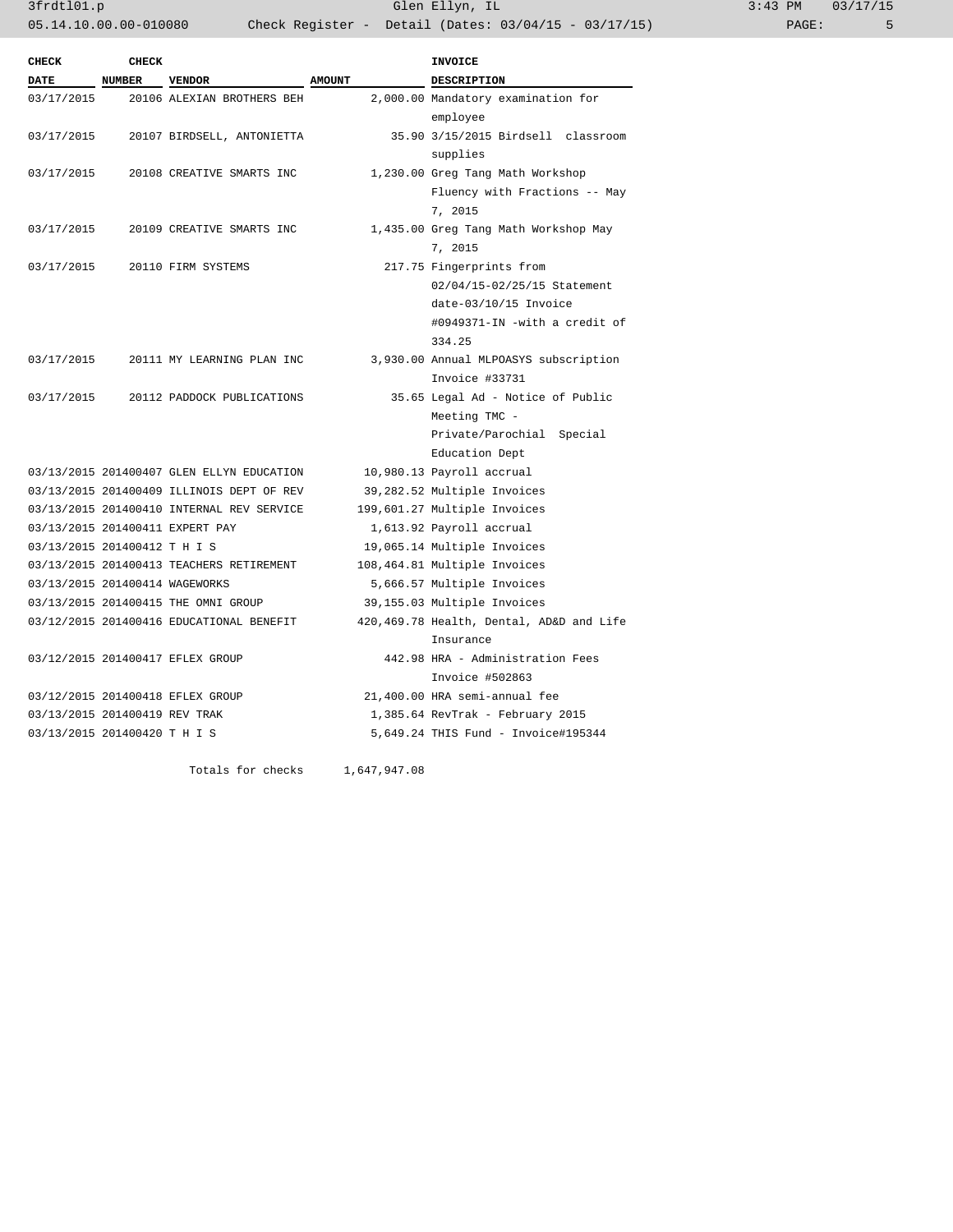| CHECK DATE | CHECK NUMBER | VENDOR | AMOUNT | INVOICE DESCRIPTION |
|---|---|---|---|---|
| 03/17/2015 | 20106 | ALEXIAN BROTHERS BEH | 2,000.00 | Mandatory examination for employee |
| 03/17/2015 | 20107 | BIRDSELL, ANTONIETTA | 35.90 | 3/15/2015 Birdsell classroom supplies |
| 03/17/2015 | 20108 | CREATIVE SMARTS INC | 1,230.00 | Greg Tang Math Workshop Fluency with Fractions -- May 7, 2015 |
| 03/17/2015 | 20109 | CREATIVE SMARTS INC | 1,435.00 | Greg Tang Math Workshop May 7, 2015 |
| 03/17/2015 | 20110 | FIRM SYSTEMS | 217.75 | Fingerprints from 02/04/15-02/25/15 Statement date-03/10/15 Invoice #0949371-IN -with a credit of 334.25 |
| 03/17/2015 | 20111 | MY LEARNING PLAN INC | 3,930.00 | Annual MLPOASYS subscription Invoice #33731 |
| 03/17/2015 | 20112 | PADDOCK PUBLICATIONS | 35.65 | Legal Ad - Notice of Public Meeting TMC - Private/Parochial Special Education Dept |
| 03/13/2015 | 201400407 | GLEN ELLYN EDUCATION | 10,980.13 | Payroll accrual |
| 03/13/2015 | 201400409 | ILLINOIS DEPT OF REV | 39,282.52 | Multiple Invoices |
| 03/13/2015 | 201400410 | INTERNAL REV SERVICE | 199,601.27 | Multiple Invoices |
| 03/13/2015 | 201400411 | EXPERT PAY | 1,613.92 | Payroll accrual |
| 03/13/2015 | 201400412 | T H I S | 19,065.14 | Multiple Invoices |
| 03/13/2015 | 201400413 | TEACHERS RETIREMENT | 108,464.81 | Multiple Invoices |
| 03/13/2015 | 201400414 | WAGEWORKS | 5,666.57 | Multiple Invoices |
| 03/13/2015 | 201400415 | THE OMNI GROUP | 39,155.03 | Multiple Invoices |
| 03/12/2015 | 201400416 | EDUCATIONAL BENEFIT | 420,469.78 | Health, Dental, AD&D and Life Insurance |
| 03/12/2015 | 201400417 | EFLEX GROUP | 442.98 | HRA - Administration Fees Invoice #502863 |
| 03/12/2015 | 201400418 | EFLEX GROUP | 21,400.00 | HRA semi-annual fee |
| 03/13/2015 | 201400419 | REV TRAK | 1,385.64 | RevTrak - February 2015 |
| 03/13/2015 | 201400420 | T H I S | 5,649.24 | THIS Fund - Invoice#195344 |
| | | Totals for checks | 1,647,947.08 | |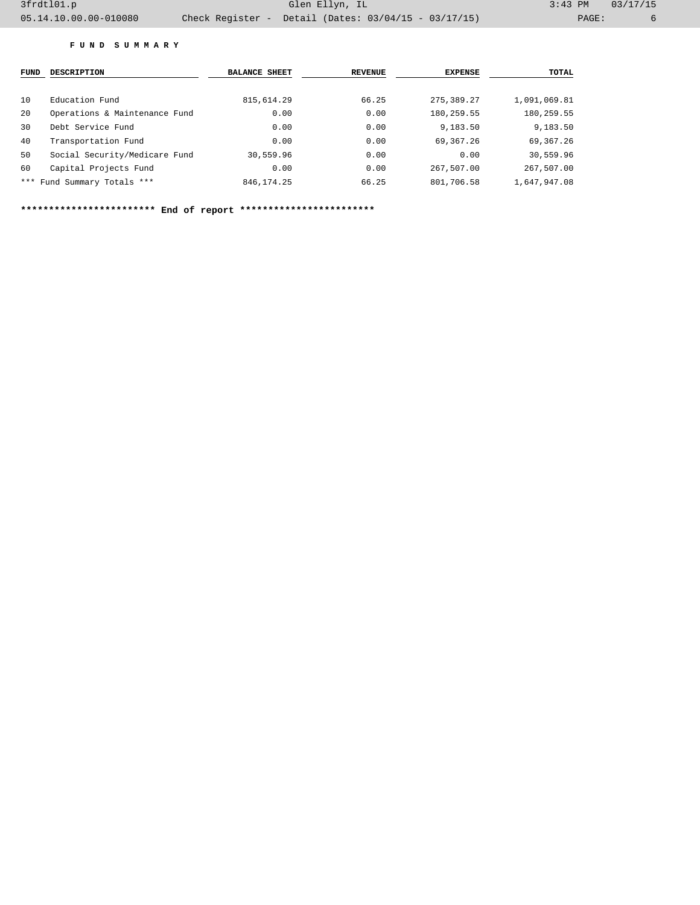**F U N D  S U M M A R Y**

| FUND | DESCRIPTION | BALANCE SHEET | REVENUE | EXPENSE | TOTAL |
|---|---|---|---|---|---|
| 10 | Education Fund | 815,614.29 | 66.25 | 275,389.27 | 1,091,069.81 |
| 20 | Operations & Maintenance Fund | 0.00 | 0.00 | 180,259.55 | 180,259.55 |
| 30 | Debt Service Fund | 0.00 | 0.00 | 9,183.50 | 9,183.50 |
| 40 | Transportation Fund | 0.00 | 0.00 | 69,367.26 | 69,367.26 |
| 50 | Social Security/Medicare Fund | 30,559.96 | 0.00 | 0.00 | 30,559.96 |
| 60 | Capital Projects Fund | 0.00 | 0.00 | 267,507.00 | 267,507.00 |
| *** Fund Summary Totals *** | | 846,174.25 | 66.25 | 801,706.58 | 1,647,947.08 |

**************************** End of report ****************************